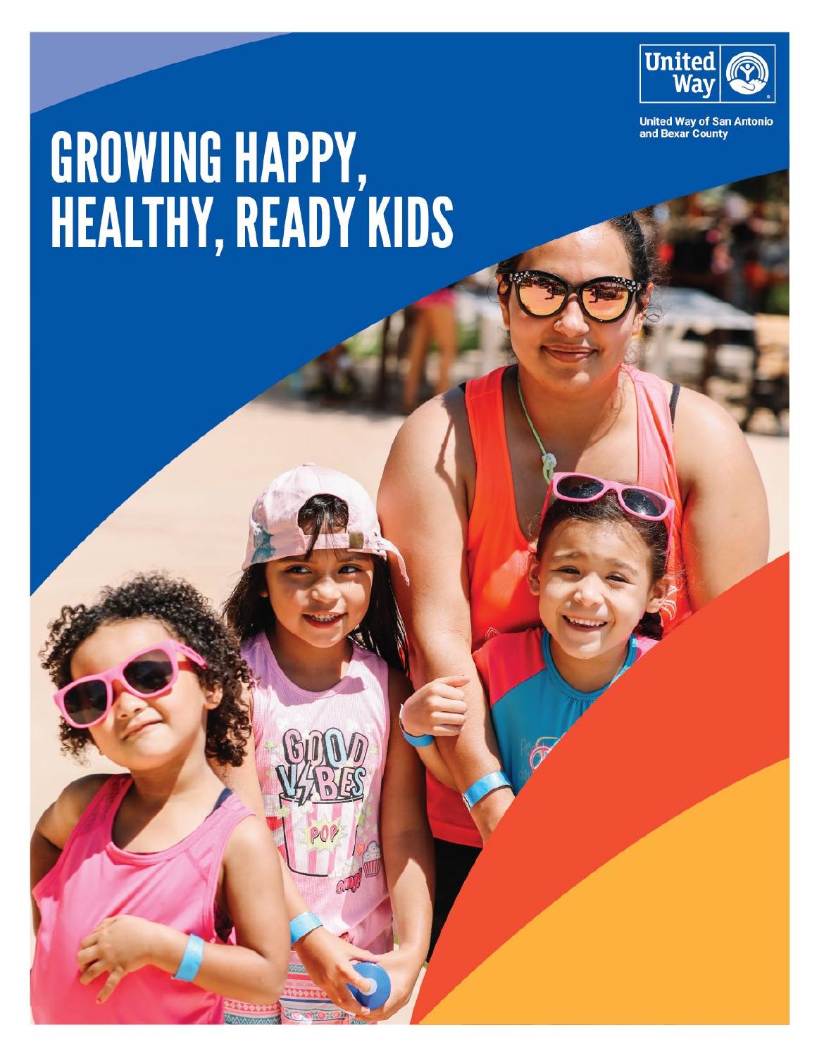United Way

United Way of San Antonio and Bexar County

# GROWING HAPPY, HEALTHY, READY KIDS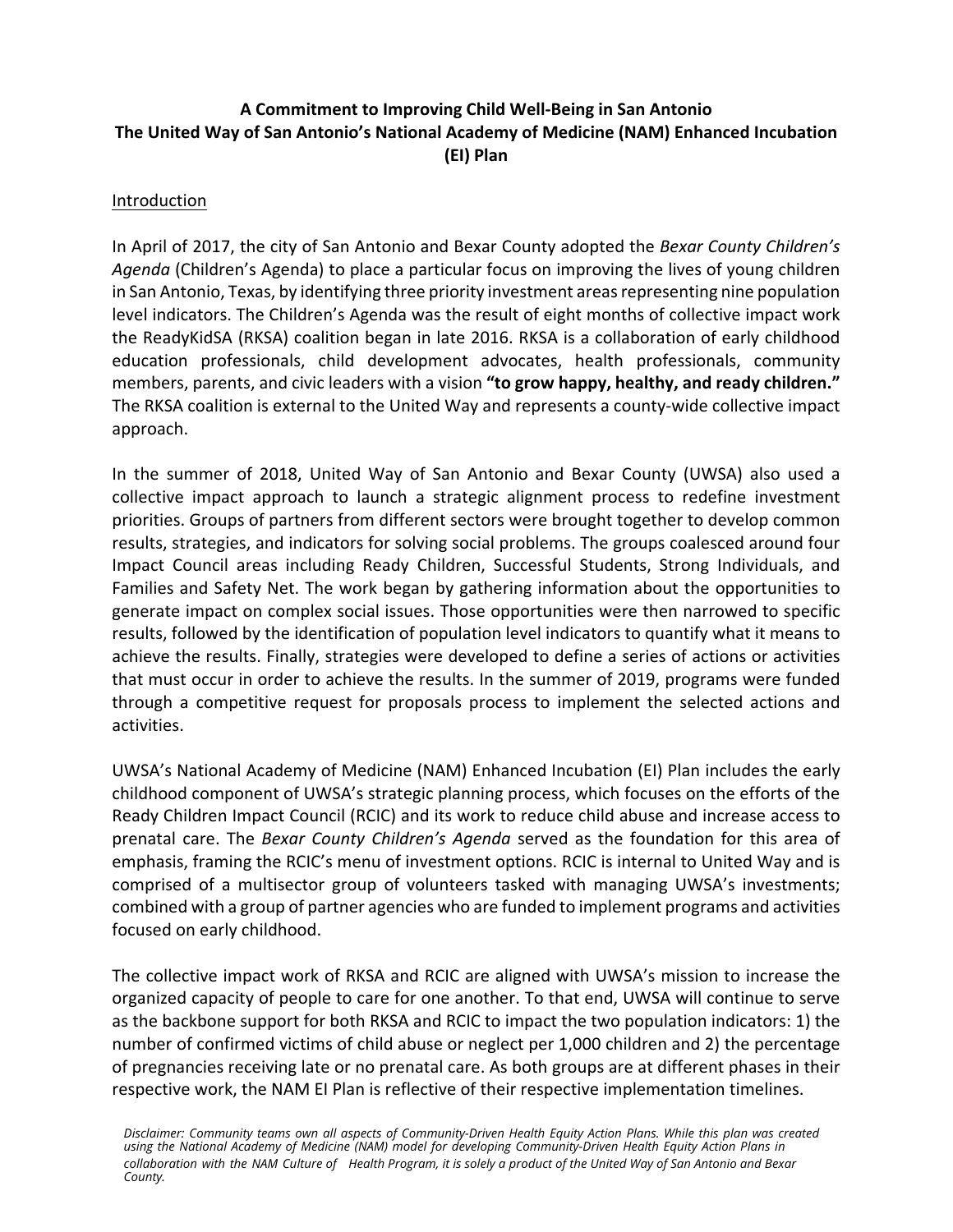**A Commitment to Improving Child Well-Being in San Antonio**
**The United Way of San Antonio's National Academy of Medicine (NAM) Enhanced Incubation (EI) Plan**

## Introduction

In April of 2017, the city of San Antonio and Bexar County adopted the *Bexar County Children's Agenda* (Children's Agenda) to place a particular focus on improving the lives of young children in San Antonio, Texas, by identifying three priority investment areas representing nine population level indicators. The Children's Agenda was the result of eight months of collective impact work the ReadyKidSA (RKSA) coalition began in late 2016. RKSA is a collaboration of early childhood education professionals, child development advocates, health professionals, community members, parents, and civic leaders with a vision **"to grow happy, healthy, and ready children."** The RKSA coalition is external to the United Way and represents a county-wide collective impact approach.

In the summer of 2018, United Way of San Antonio and Bexar County (UWSA) also used a collective impact approach to launch a strategic alignment process to redefine investment priorities. Groups of partners from different sectors were brought together to develop common results, strategies, and indicators for solving social problems. The groups coalesced around four Impact Council areas including Ready Children, Successful Students, Strong Individuals, and Families and Safety Net. The work began by gathering information about the opportunities to generate impact on complex social issues. Those opportunities were then narrowed to specific results, followed by the identification of population level indicators to quantify what it means to achieve the results. Finally, strategies were developed to define a series of actions or activities that must occur in order to achieve the results. In the summer of 2019, programs were funded through a competitive request for proposals process to implement the selected actions and activities.

UWSA's National Academy of Medicine (NAM) Enhanced Incubation (EI) Plan includes the early childhood component of UWSA's strategic planning process, which focuses on the efforts of the Ready Children Impact Council (RCIC) and its work to reduce child abuse and increase access to prenatal care. The *Bexar County Children's Agenda* served as the foundation for this area of emphasis, framing the RCIC's menu of investment options. RCIC is internal to United Way and is comprised of a multisector group of volunteers tasked with managing UWSA's investments; combined with a group of partner agencies who are funded to implement programs and activities focused on early childhood.

The collective impact work of RKSA and RCIC are aligned with UWSA's mission to increase the organized capacity of people to care for one another. To that end, UWSA will continue to serve as the backbone support for both RKSA and RCIC to impact the two population indicators: 1) the number of confirmed victims of child abuse or neglect per 1,000 children and 2) the percentage of pregnancies receiving late or no prenatal care. As both groups are at different phases in their respective work, the NAM EI Plan is reflective of their respective implementation timelines.

*Disclaimer: Community teams own all aspects of Community-Driven Health Equity Action Plans. While this plan was created using the National Academy of Medicine (NAM) model for developing Community-Driven Health Equity Action Plans in collaboration with the NAM Culture of Health Program, it is solely a product of the United Way of San Antonio and Bexar County.*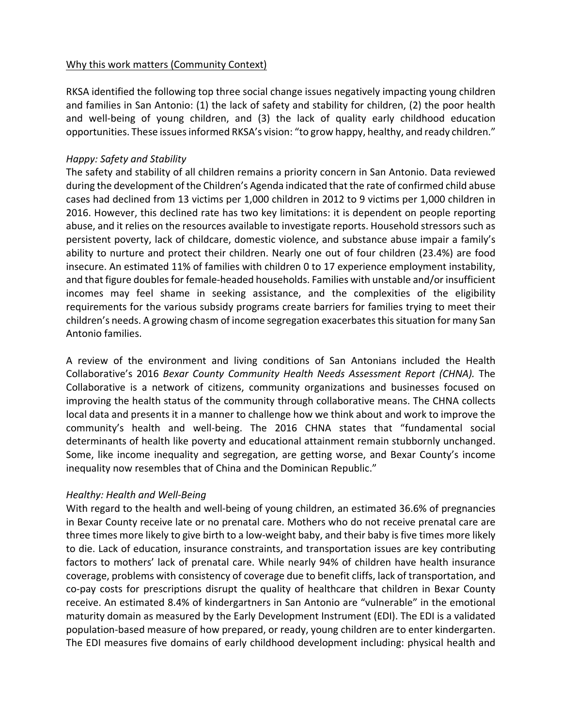Why this work matters (Community Context)

RKSA identified the following top three social change issues negatively impacting young children and families in San Antonio: (1) the lack of safety and stability for children, (2) the poor health and well-being of young children, and (3) the lack of quality early childhood education opportunities. These issues informed RKSA's vision: "to grow happy, healthy, and ready children."

*Happy: Safety and Stability*

The safety and stability of all children remains a priority concern in San Antonio. Data reviewed during the development of the Children's Agenda indicated that the rate of confirmed child abuse cases had declined from 13 victims per 1,000 children in 2012 to 9 victims per 1,000 children in 2016. However, this declined rate has two key limitations: it is dependent on people reporting abuse, and it relies on the resources available to investigate reports. Household stressors such as persistent poverty, lack of childcare, domestic violence, and substance abuse impair a family's ability to nurture and protect their children. Nearly one out of four children (23.4%) are food insecure. An estimated 11% of families with children 0 to 17 experience employment instability, and that figure doubles for female-headed households. Families with unstable and/or insufficient incomes may feel shame in seeking assistance, and the complexities of the eligibility requirements for the various subsidy programs create barriers for families trying to meet their children's needs. A growing chasm of income segregation exacerbates this situation for many San Antonio families.

A review of the environment and living conditions of San Antonians included the Health Collaborative's 2016 *Bexar County Community Health Needs Assessment Report (CHNA).* The Collaborative is a network of citizens, community organizations and businesses focused on improving the health status of the community through collaborative means. The CHNA collects local data and presents it in a manner to challenge how we think about and work to improve the community's health and well-being. The 2016 CHNA states that "fundamental social determinants of health like poverty and educational attainment remain stubbornly unchanged. Some, like income inequality and segregation, are getting worse, and Bexar County's income inequality now resembles that of China and the Dominican Republic."

*Healthy: Health and Well-Being*

With regard to the health and well-being of young children, an estimated 36.6% of pregnancies in Bexar County receive late or no prenatal care. Mothers who do not receive prenatal care are three times more likely to give birth to a low-weight baby, and their baby is five times more likely to die. Lack of education, insurance constraints, and transportation issues are key contributing factors to mothers' lack of prenatal care. While nearly 94% of children have health insurance coverage, problems with consistency of coverage due to benefit cliffs, lack of transportation, and co-pay costs for prescriptions disrupt the quality of healthcare that children in Bexar County receive. An estimated 8.4% of kindergartners in San Antonio are "vulnerable" in the emotional maturity domain as measured by the Early Development Instrument (EDI). The EDI is a validated population-based measure of how prepared, or ready, young children are to enter kindergarten. The EDI measures five domains of early childhood development including: physical health and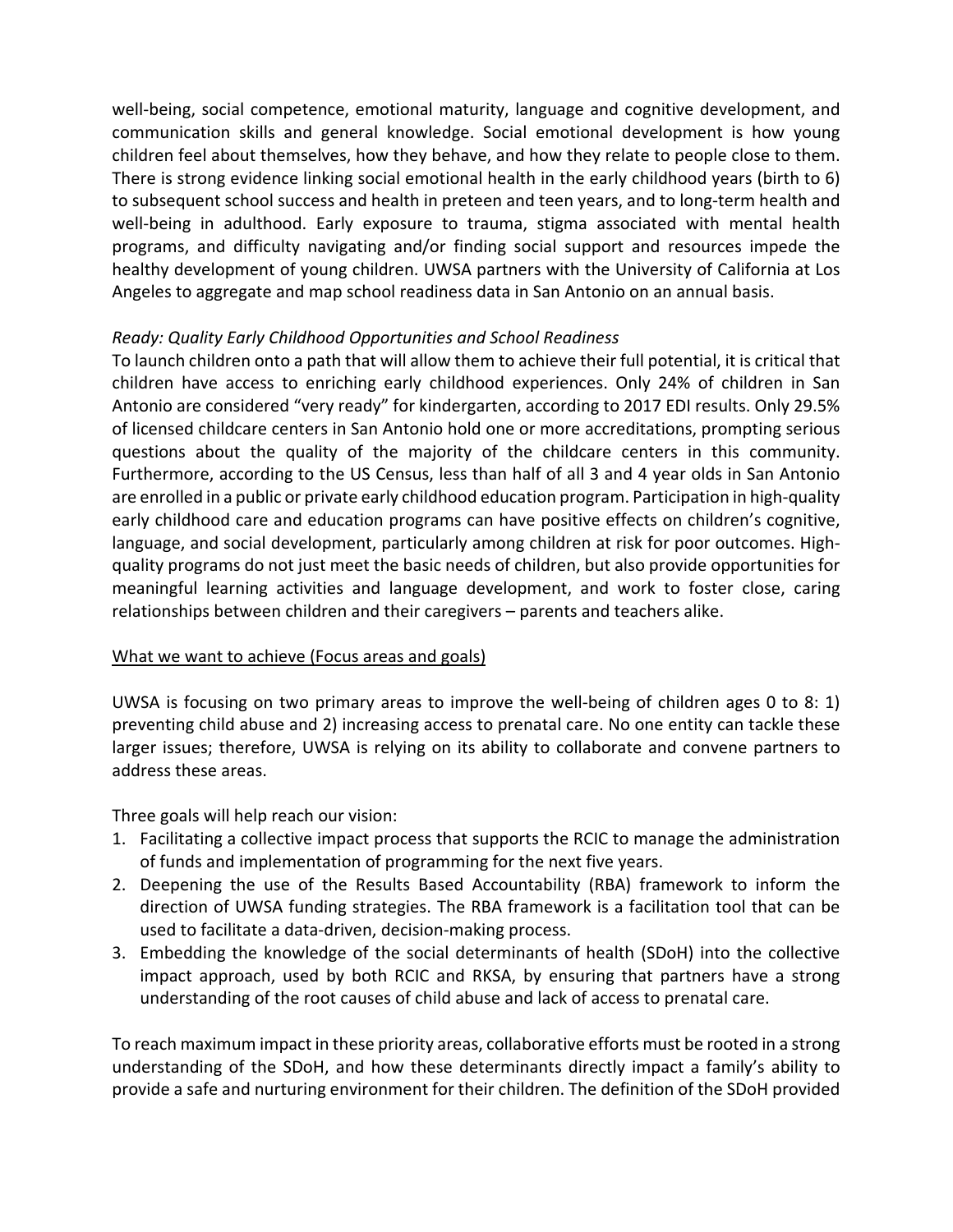well-being, social competence, emotional maturity, language and cognitive development, and communication skills and general knowledge. Social emotional development is how young children feel about themselves, how they behave, and how they relate to people close to them. There is strong evidence linking social emotional health in the early childhood years (birth to 6) to subsequent school success and health in preteen and teen years, and to long-term health and well-being in adulthood. Early exposure to trauma, stigma associated with mental health programs, and difficulty navigating and/or finding social support and resources impede the healthy development of young children. UWSA partners with the University of California at Los Angeles to aggregate and map school readiness data in San Antonio on an annual basis.

*Ready: Quality Early Childhood Opportunities and School Readiness*

To launch children onto a path that will allow them to achieve their full potential, it is critical that children have access to enriching early childhood experiences. Only 24% of children in San Antonio are considered "very ready" for kindergarten, according to 2017 EDI results. Only 29.5% of licensed childcare centers in San Antonio hold one or more accreditations, prompting serious questions about the quality of the majority of the childcare centers in this community. Furthermore, according to the US Census, less than half of all 3 and 4 year olds in San Antonio are enrolled in a public or private early childhood education program. Participation in high-quality early childhood care and education programs can have positive effects on children's cognitive, language, and social development, particularly among children at risk for poor outcomes. High-quality programs do not just meet the basic needs of children, but also provide opportunities for meaningful learning activities and language development, and work to foster close, caring relationships between children and their caregivers – parents and teachers alike.

<u>What we want to achieve (Focus areas and goals)</u>

UWSA is focusing on two primary areas to improve the well-being of children ages 0 to 8: 1) preventing child abuse and 2) increasing access to prenatal care. No one entity can tackle these larger issues; therefore, UWSA is relying on its ability to collaborate and convene partners to address these areas.

Three goals will help reach our vision:

1. Facilitating a collective impact process that supports the RCIC to manage the administration of funds and implementation of programming for the next five years.
2. Deepening the use of the Results Based Accountability (RBA) framework to inform the direction of UWSA funding strategies. The RBA framework is a facilitation tool that can be used to facilitate a data-driven, decision-making process.
3. Embedding the knowledge of the social determinants of health (SDoH) into the collective impact approach, used by both RCIC and RKSA, by ensuring that partners have a strong understanding of the root causes of child abuse and lack of access to prenatal care.

To reach maximum impact in these priority areas, collaborative efforts must be rooted in a strong understanding of the SDoH, and how these determinants directly impact a family's ability to provide a safe and nurturing environment for their children. The definition of the SDoH provided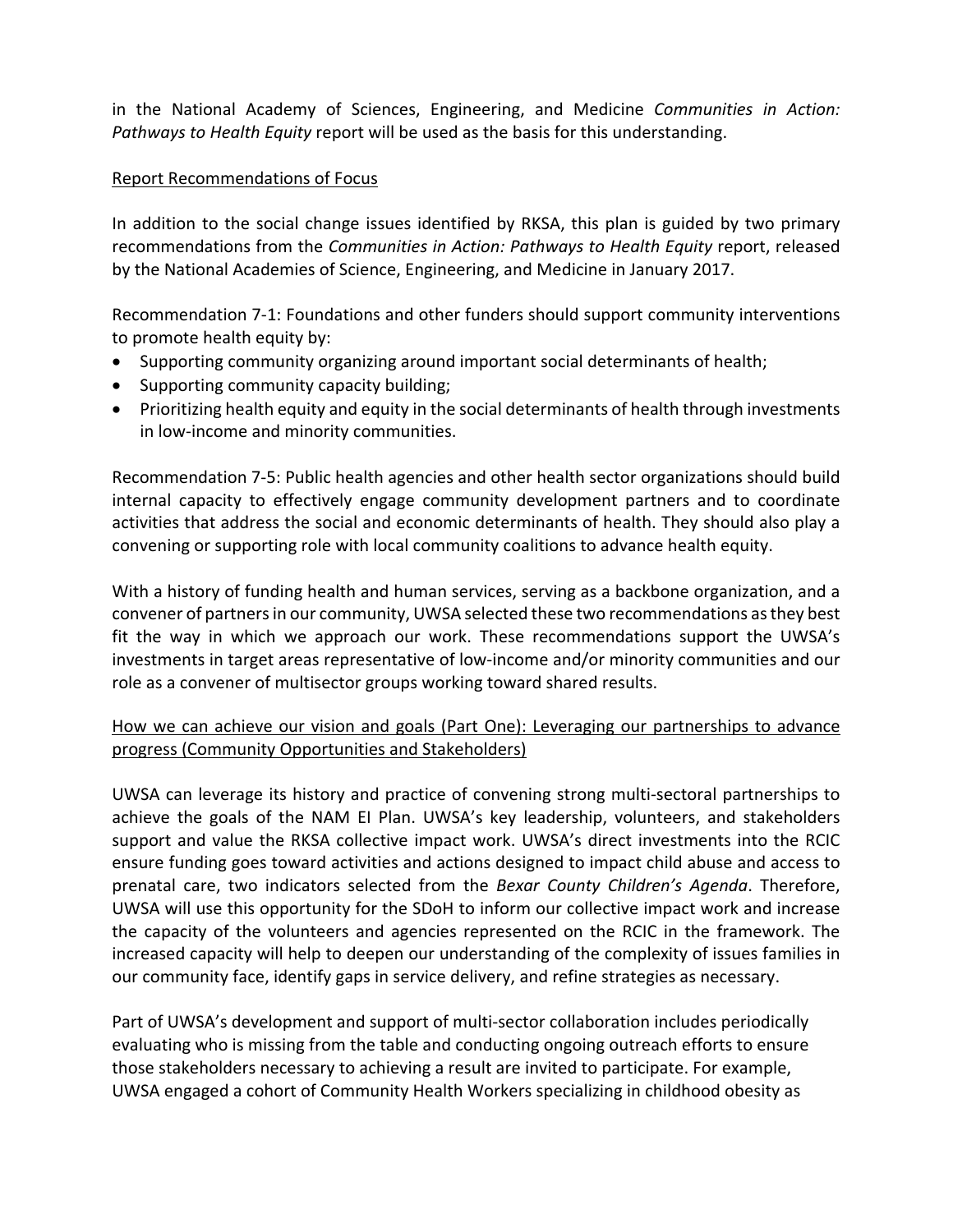in the National Academy of Sciences, Engineering, and Medicine *Communities in Action: Pathways to Health Equity* report will be used as the basis for this understanding.

Report Recommendations of Focus

In addition to the social change issues identified by RKSA, this plan is guided by two primary recommendations from the *Communities in Action: Pathways to Health Equity* report, released by the National Academies of Science, Engineering, and Medicine in January 2017.

Recommendation 7-1: Foundations and other funders should support community interventions to promote health equity by:

- Supporting community organizing around important social determinants of health;
- Supporting community capacity building;
- Prioritizing health equity and equity in the social determinants of health through investments in low-income and minority communities.

Recommendation 7-5: Public health agencies and other health sector organizations should build internal capacity to effectively engage community development partners and to coordinate activities that address the social and economic determinants of health. They should also play a convening or supporting role with local community coalitions to advance health equity.

With a history of funding health and human services, serving as a backbone organization, and a convener of partners in our community, UWSA selected these two recommendations as they best fit the way in which we approach our work. These recommendations support the UWSA's investments in target areas representative of low-income and/or minority communities and our role as a convener of multisector groups working toward shared results.

How we can achieve our vision and goals (Part One): Leveraging our partnerships to advance progress (Community Opportunities and Stakeholders)

UWSA can leverage its history and practice of convening strong multi-sectoral partnerships to achieve the goals of the NAM EI Plan. UWSA's key leadership, volunteers, and stakeholders support and value the RKSA collective impact work. UWSA's direct investments into the RCIC ensure funding goes toward activities and actions designed to impact child abuse and access to prenatal care, two indicators selected from the *Bexar County Children's Agenda*. Therefore, UWSA will use this opportunity for the SDoH to inform our collective impact work and increase the capacity of the volunteers and agencies represented on the RCIC in the framework. The increased capacity will help to deepen our understanding of the complexity of issues families in our community face, identify gaps in service delivery, and refine strategies as necessary.

Part of UWSA's development and support of multi-sector collaboration includes periodically evaluating who is missing from the table and conducting ongoing outreach efforts to ensure those stakeholders necessary to achieving a result are invited to participate. For example, UWSA engaged a cohort of Community Health Workers specializing in childhood obesity as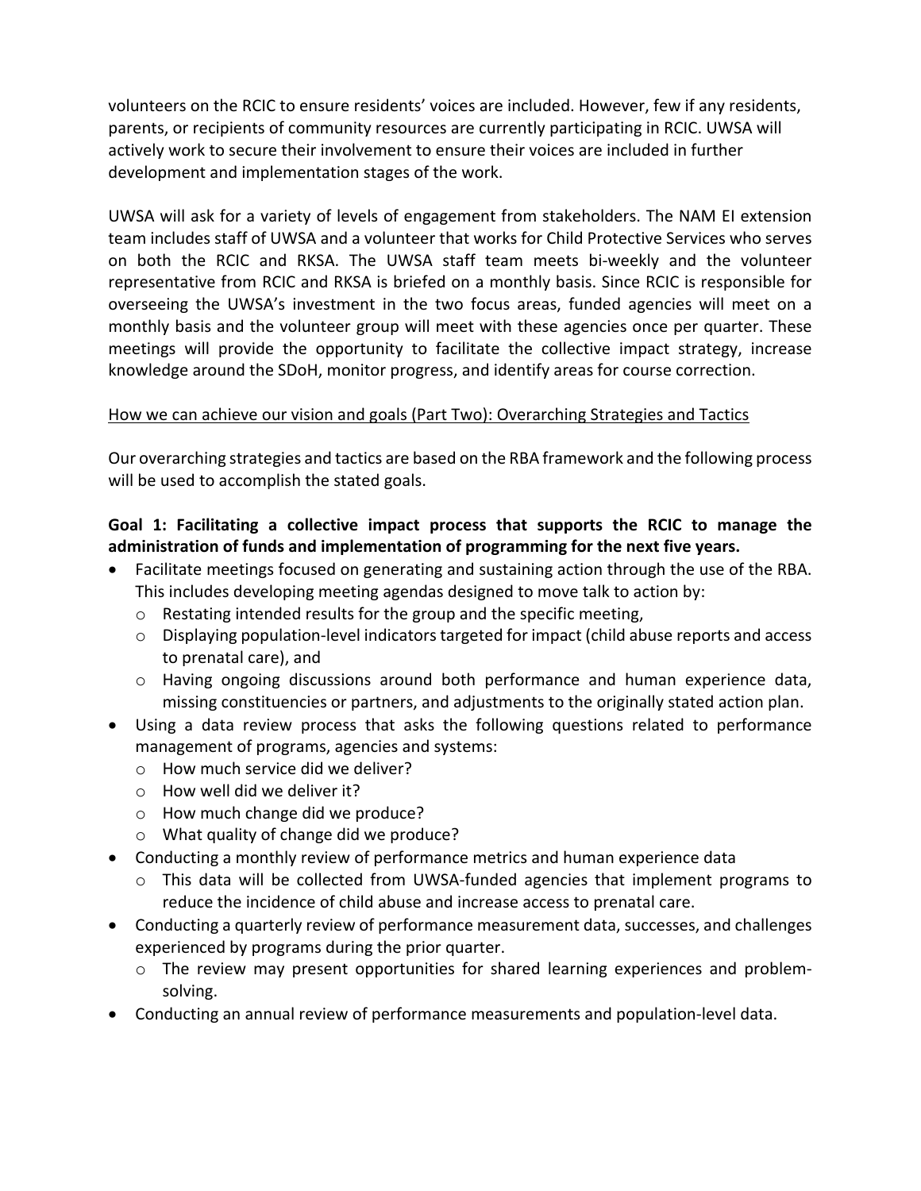volunteers on the RCIC to ensure residents' voices are included. However, few if any residents, parents, or recipients of community resources are currently participating in RCIC. UWSA will actively work to secure their involvement to ensure their voices are included in further development and implementation stages of the work.

UWSA will ask for a variety of levels of engagement from stakeholders. The NAM EI extension team includes staff of UWSA and a volunteer that works for Child Protective Services who serves on both the RCIC and RKSA. The UWSA staff team meets bi-weekly and the volunteer representative from RCIC and RKSA is briefed on a monthly basis. Since RCIC is responsible for overseeing the UWSA's investment in the two focus areas, funded agencies will meet on a monthly basis and the volunteer group will meet with these agencies once per quarter. These meetings will provide the opportunity to facilitate the collective impact strategy, increase knowledge around the SDoH, monitor progress, and identify areas for course correction.

<u>How we can achieve our vision and goals (Part Two): Overarching Strategies and Tactics</u>

Our overarching strategies and tactics are based on the RBA framework and the following process will be used to accomplish the stated goals.

**Goal 1: Facilitating a collective impact process that supports the RCIC to manage the administration of funds and implementation of programming for the next five years.**

- Facilitate meetings focused on generating and sustaining action through the use of the RBA. This includes developing meeting agendas designed to move talk to action by:
  - Restating intended results for the group and the specific meeting,
  - Displaying population-level indicators targeted for impact (child abuse reports and access to prenatal care), and
  - Having ongoing discussions around both performance and human experience data, missing constituencies or partners, and adjustments to the originally stated action plan.
- Using a data review process that asks the following questions related to performance management of programs, agencies and systems:
  - How much service did we deliver?
  - How well did we deliver it?
  - How much change did we produce?
  - What quality of change did we produce?
- Conducting a monthly review of performance metrics and human experience data
  - This data will be collected from UWSA-funded agencies that implement programs to reduce the incidence of child abuse and increase access to prenatal care.
- Conducting a quarterly review of performance measurement data, successes, and challenges experienced by programs during the prior quarter.
  - The review may present opportunities for shared learning experiences and problem-solving.
- Conducting an annual review of performance measurements and population-level data.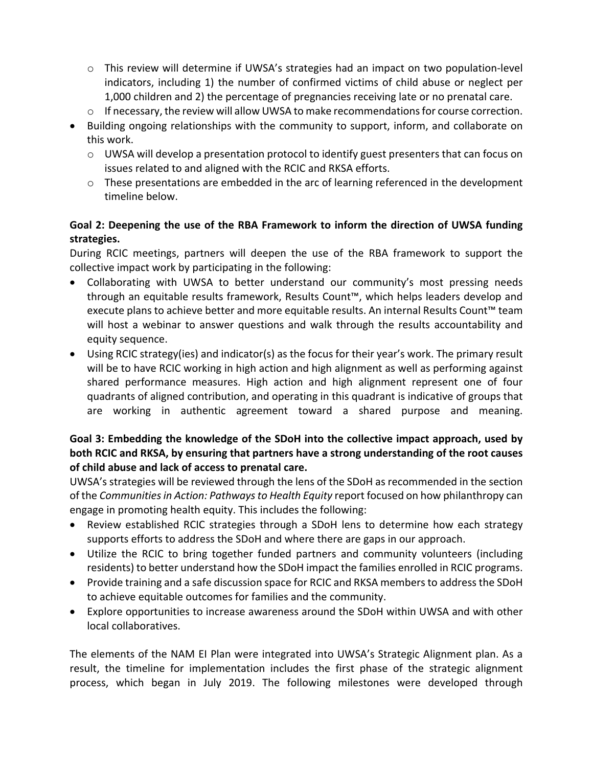- This review will determine if UWSA's strategies had an impact on two population-level indicators, including 1) the number of confirmed victims of child abuse or neglect per 1,000 children and 2) the percentage of pregnancies receiving late or no prenatal care.
  - If necessary, the review will allow UWSA to make recommendations for course correction.
- Building ongoing relationships with the community to support, inform, and collaborate on this work.
  - UWSA will develop a presentation protocol to identify guest presenters that can focus on issues related to and aligned with the RCIC and RKSA efforts.
  - These presentations are embedded in the arc of learning referenced in the development timeline below.

**Goal 2: Deepening the use of the RBA Framework to inform the direction of UWSA funding strategies.**

During RCIC meetings, partners will deepen the use of the RBA framework to support the collective impact work by participating in the following:

- Collaborating with UWSA to better understand our community's most pressing needs through an equitable results framework, Results Count™, which helps leaders develop and execute plans to achieve better and more equitable results. An internal Results Count™ team will host a webinar to answer questions and walk through the results accountability and equity sequence.
- Using RCIC strategy(ies) and indicator(s) as the focus for their year's work. The primary result will be to have RCIC working in high action and high alignment as well as performing against shared performance measures. High action and high alignment represent one of four quadrants of aligned contribution, and operating in this quadrant is indicative of groups that are working in authentic agreement toward a shared purpose and meaning.

**Goal 3: Embedding the knowledge of the SDoH into the collective impact approach, used by both RCIC and RKSA, by ensuring that partners have a strong understanding of the root causes of child abuse and lack of access to prenatal care.**

UWSA's strategies will be reviewed through the lens of the SDoH as recommended in the section of the *Communities in Action: Pathways to Health Equity* report focused on how philanthropy can engage in promoting health equity. This includes the following:

- Review established RCIC strategies through a SDoH lens to determine how each strategy supports efforts to address the SDoH and where there are gaps in our approach.
- Utilize the RCIC to bring together funded partners and community volunteers (including residents) to better understand how the SDoH impact the families enrolled in RCIC programs.
- Provide training and a safe discussion space for RCIC and RKSA members to address the SDoH to achieve equitable outcomes for families and the community.
- Explore opportunities to increase awareness around the SDoH within UWSA and with other local collaboratives.

The elements of the NAM EI Plan were integrated into UWSA's Strategic Alignment plan. As a result, the timeline for implementation includes the first phase of the strategic alignment process, which began in July 2019. The following milestones were developed through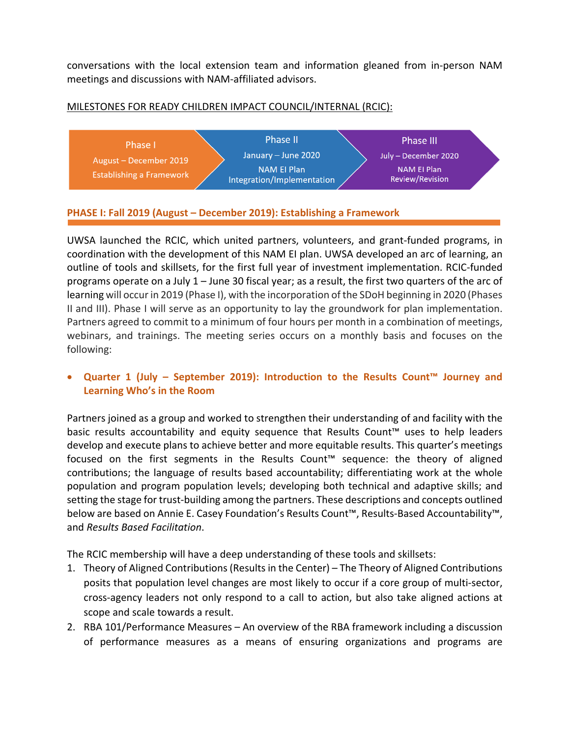conversations with the local extension team and information gleaned from in-person NAM meetings and discussions with NAM-affiliated advisors.

MILESTONES FOR READY CHILDREN IMPACT COUNCIL/INTERNAL (RCIC):

| Phase I | Phase II | Phase III |
|---|---|---|
| August – December 2019 | January – June 2020 | July – December 2020 |
| Establishing a Framework | NAM EI Plan Integration/Implementation | NAM EI Plan Review/Revision |

## PHASE I: Fall 2019 (August – December 2019): Establishing a Framework

UWSA launched the RCIC, which united partners, volunteers, and grant-funded programs, in coordination with the development of this NAM EI plan. UWSA developed an arc of learning, an outline of tools and skillsets, for the first full year of investment implementation. RCIC-funded programs operate on a July 1 – June 30 fiscal year; as a result, the first two quarters of the arc of learning will occur in 2019 (Phase I), with the incorporation of the SDoH beginning in 2020 (Phases II and III). Phase I will serve as an opportunity to lay the groundwork for plan implementation. Partners agreed to commit to a minimum of four hours per month in a combination of meetings, webinars, and trainings. The meeting series occurs on a monthly basis and focuses on the following:

- **Quarter 1 (July – September 2019): Introduction to the Results Count™ Journey and Learning Who's in the Room**

Partners joined as a group and worked to strengthen their understanding of and facility with the basic results accountability and equity sequence that Results Count™ uses to help leaders develop and execute plans to achieve better and more equitable results. This quarter's meetings focused on the first segments in the Results Count™ sequence: the theory of aligned contributions; the language of results based accountability; differentiating work at the whole population and program population levels; developing both technical and adaptive skills; and setting the stage for trust-building among the partners. These descriptions and concepts outlined below are based on Annie E. Casey Foundation's Results Count™, Results-Based Accountability™, and *Results Based Facilitation*.

The RCIC membership will have a deep understanding of these tools and skillsets:

1. Theory of Aligned Contributions (Results in the Center) – The Theory of Aligned Contributions posits that population level changes are most likely to occur if a core group of multi-sector, cross-agency leaders not only respond to a call to action, but also take aligned actions at scope and scale towards a result.
2. RBA 101/Performance Measures – An overview of the RBA framework including a discussion of performance measures as a means of ensuring organizations and programs are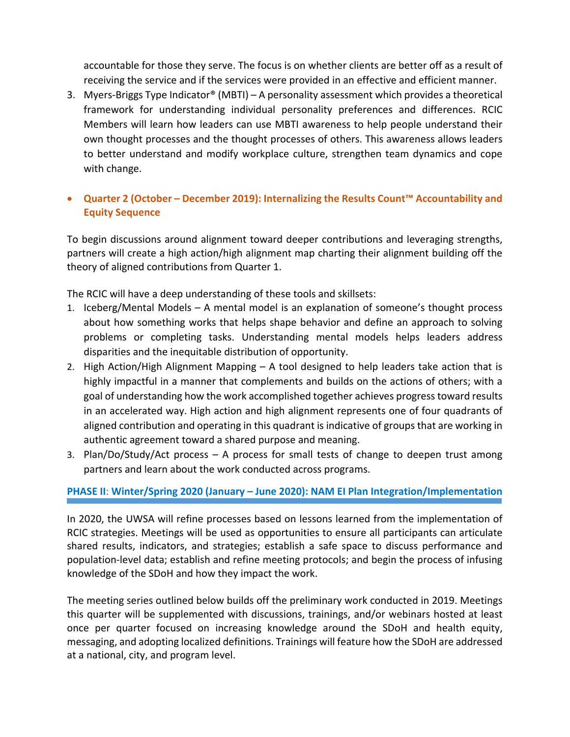accountable for those they serve. The focus is on whether clients are better off as a result of receiving the service and if the services were provided in an effective and efficient manner.

3. Myers-Briggs Type Indicator® (MBTI) – A personality assessment which provides a theoretical framework for understanding individual personality preferences and differences. RCIC Members will learn how leaders can use MBTI awareness to help people understand their own thought processes and the thought processes of others. This awareness allows leaders to better understand and modify workplace culture, strengthen team dynamics and cope with change.

- **Quarter 2 (October – December 2019): Internalizing the Results Count™ Accountability and Equity Sequence**

To begin discussions around alignment toward deeper contributions and leveraging strengths, partners will create a high action/high alignment map charting their alignment building off the theory of aligned contributions from Quarter 1.

The RCIC will have a deep understanding of these tools and skillsets:

1. Iceberg/Mental Models – A mental model is an explanation of someone's thought process about how something works that helps shape behavior and define an approach to solving problems or completing tasks. Understanding mental models helps leaders address disparities and the inequitable distribution of opportunity.
2. High Action/High Alignment Mapping – A tool designed to help leaders take action that is highly impactful in a manner that complements and builds on the actions of others; with a goal of understanding how the work accomplished together achieves progress toward results in an accelerated way. High action and high alignment represents one of four quadrants of aligned contribution and operating in this quadrant is indicative of groups that are working in authentic agreement toward a shared purpose and meaning.
3. Plan/Do/Study/Act process – A process for small tests of change to deepen trust among partners and learn about the work conducted across programs.

## PHASE II: Winter/Spring 2020 (January – June 2020): NAM EI Plan Integration/Implementation

In 2020, the UWSA will refine processes based on lessons learned from the implementation of RCIC strategies. Meetings will be used as opportunities to ensure all participants can articulate shared results, indicators, and strategies; establish a safe space to discuss performance and population-level data; establish and refine meeting protocols; and begin the process of infusing knowledge of the SDoH and how they impact the work.

The meeting series outlined below builds off the preliminary work conducted in 2019. Meetings this quarter will be supplemented with discussions, trainings, and/or webinars hosted at least once per quarter focused on increasing knowledge around the SDoH and health equity, messaging, and adopting localized definitions. Trainings will feature how the SDoH are addressed at a national, city, and program level.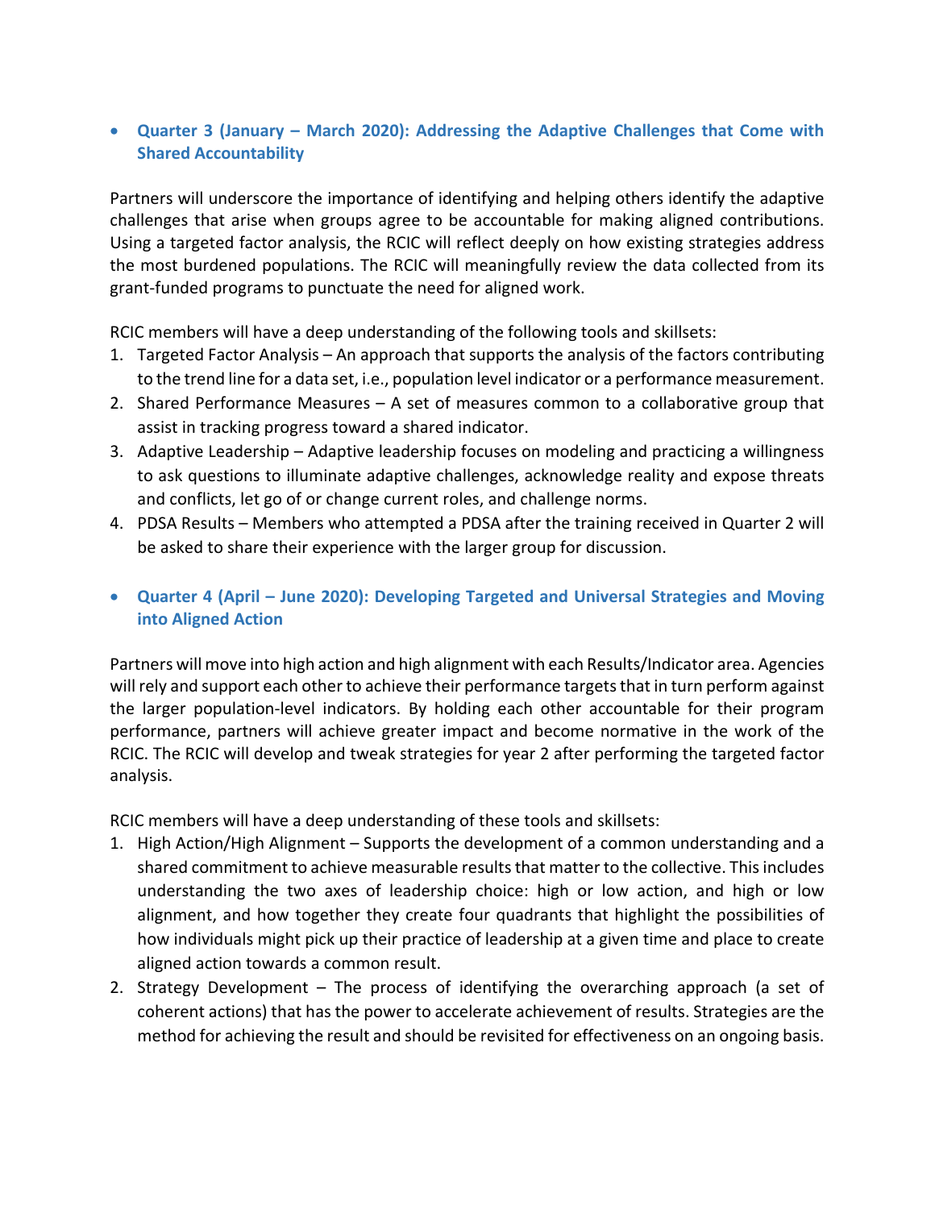- **Quarter 3 (January – March 2020): Addressing the Adaptive Challenges that Come with Shared Accountability**

Partners will underscore the importance of identifying and helping others identify the adaptive challenges that arise when groups agree to be accountable for making aligned contributions. Using a targeted factor analysis, the RCIC will reflect deeply on how existing strategies address the most burdened populations. The RCIC will meaningfully review the data collected from its grant-funded programs to punctuate the need for aligned work.

RCIC members will have a deep understanding of the following tools and skillsets:

1. Targeted Factor Analysis – An approach that supports the analysis of the factors contributing to the trend line for a data set, i.e., population level indicator or a performance measurement.
2. Shared Performance Measures – A set of measures common to a collaborative group that assist in tracking progress toward a shared indicator.
3. Adaptive Leadership – Adaptive leadership focuses on modeling and practicing a willingness to ask questions to illuminate adaptive challenges, acknowledge reality and expose threats and conflicts, let go of or change current roles, and challenge norms.
4. PDSA Results – Members who attempted a PDSA after the training received in Quarter 2 will be asked to share their experience with the larger group for discussion.

- **Quarter 4 (April – June 2020): Developing Targeted and Universal Strategies and Moving into Aligned Action**

Partners will move into high action and high alignment with each Results/Indicator area. Agencies will rely and support each other to achieve their performance targets that in turn perform against the larger population-level indicators. By holding each other accountable for their program performance, partners will achieve greater impact and become normative in the work of the RCIC. The RCIC will develop and tweak strategies for year 2 after performing the targeted factor analysis.

RCIC members will have a deep understanding of these tools and skillsets:

1. High Action/High Alignment – Supports the development of a common understanding and a shared commitment to achieve measurable results that matter to the collective. This includes understanding the two axes of leadership choice: high or low action, and high or low alignment, and how together they create four quadrants that highlight the possibilities of how individuals might pick up their practice of leadership at a given time and place to create aligned action towards a common result.
2. Strategy Development – The process of identifying the overarching approach (a set of coherent actions) that has the power to accelerate achievement of results. Strategies are the method for achieving the result and should be revisited for effectiveness on an ongoing basis.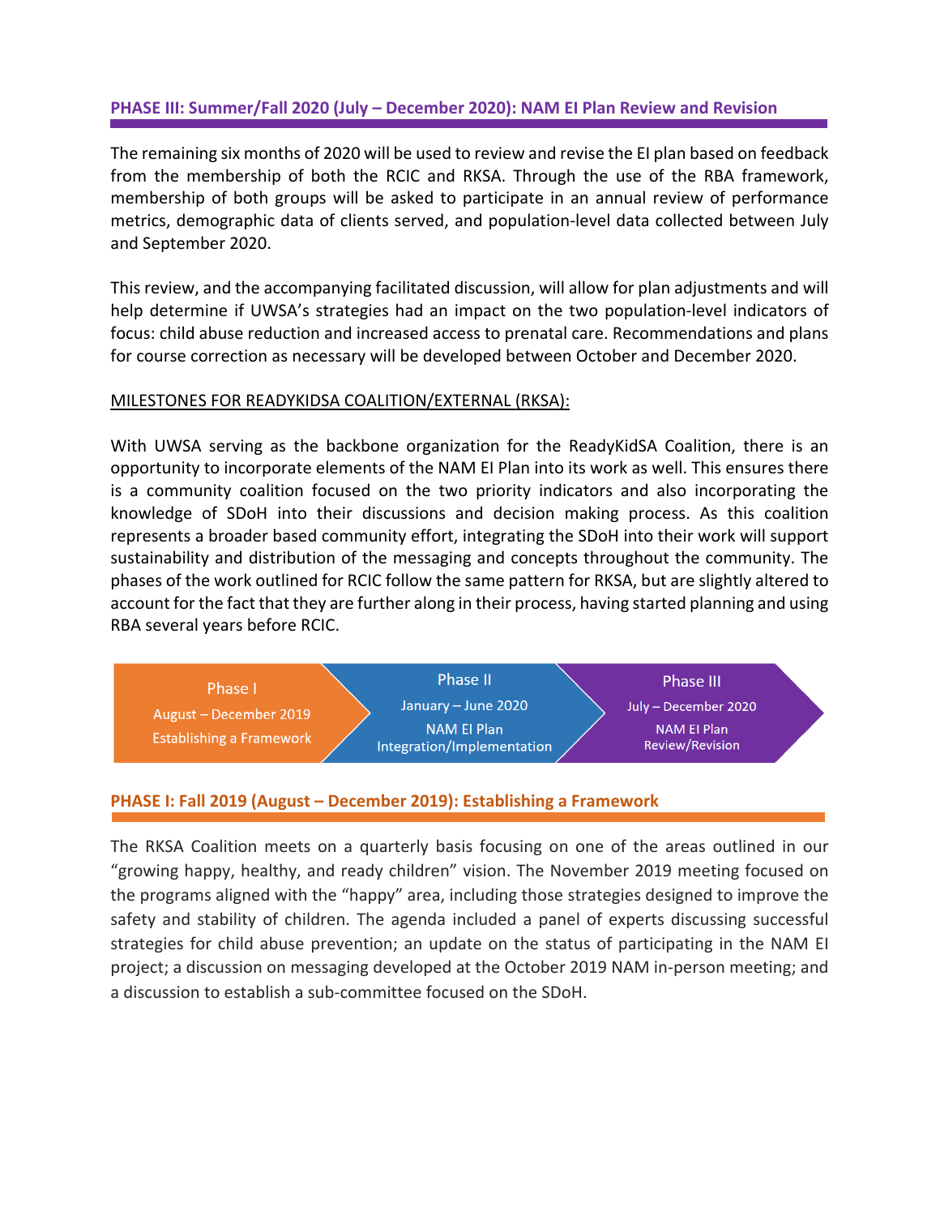### PHASE III: Summer/Fall 2020 (July – December 2020): NAM EI Plan Review and Revision

The remaining six months of 2020 will be used to review and revise the EI plan based on feedback from the membership of both the RCIC and RKSA. Through the use of the RBA framework, membership of both groups will be asked to participate in an annual review of performance metrics, demographic data of clients served, and population-level data collected between July and September 2020.

This review, and the accompanying facilitated discussion, will allow for plan adjustments and will help determine if UWSA's strategies had an impact on the two population-level indicators of focus: child abuse reduction and increased access to prenatal care. Recommendations and plans for course correction as necessary will be developed between October and December 2020.

MILESTONES FOR READYKIDSA COALITION/EXTERNAL (RKSA):

With UWSA serving as the backbone organization for the ReadyKidSA Coalition, there is an opportunity to incorporate elements of the NAM EI Plan into its work as well. This ensures there is a community coalition focused on the two priority indicators and also incorporating the knowledge of SDoH into their discussions and decision making process. As this coalition represents a broader based community effort, integrating the SDoH into their work will support sustainability and distribution of the messaging and concepts throughout the community. The phases of the work outlined for RCIC follow the same pattern for RKSA, but are slightly altered to account for the fact that they are further along in their process, having started planning and using RBA several years before RCIC.

| Phase I | Phase II | Phase III |
|---|---|---|
| August – December 2019 | January – June 2020 | July – December 2020 |
| Establishing a Framework | NAM EI Plan Integration/Implementation | NAM EI Plan Review/Revision |

### PHASE I: Fall 2019 (August – December 2019): Establishing a Framework

The RKSA Coalition meets on a quarterly basis focusing on one of the areas outlined in our "growing happy, healthy, and ready children" vision. The November 2019 meeting focused on the programs aligned with the "happy" area, including those strategies designed to improve the safety and stability of children. The agenda included a panel of experts discussing successful strategies for child abuse prevention; an update on the status of participating in the NAM EI project; a discussion on messaging developed at the October 2019 NAM in-person meeting; and a discussion to establish a sub-committee focused on the SDoH.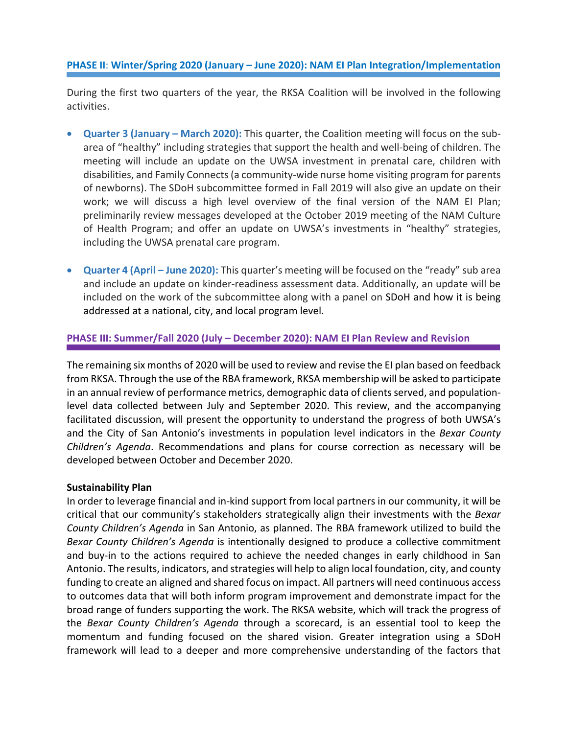## PHASE II: Winter/Spring 2020 (January – June 2020): NAM EI Plan Integration/Implementation

During the first two quarters of the year, the RKSA Coalition will be involved in the following activities.

- **Quarter 3 (January – March 2020):** This quarter, the Coalition meeting will focus on the sub-area of "healthy" including strategies that support the health and well-being of children. The meeting will include an update on the UWSA investment in prenatal care, children with disabilities, and Family Connects (a community-wide nurse home visiting program for parents of newborns). The SDoH subcommittee formed in Fall 2019 will also give an update on their work; we will discuss a high level overview of the final version of the NAM EI Plan; preliminarily review messages developed at the October 2019 meeting of the NAM Culture of Health Program; and offer an update on UWSA's investments in "healthy" strategies, including the UWSA prenatal care program.

- **Quarter 4 (April – June 2020):** This quarter's meeting will be focused on the "ready" sub area and include an update on kinder-readiness assessment data. Additionally, an update will be included on the work of the subcommittee along with a panel on SDoH and how it is being addressed at a national, city, and local program level.

## PHASE III: Summer/Fall 2020 (July – December 2020): NAM EI Plan Review and Revision

The remaining six months of 2020 will be used to review and revise the EI plan based on feedback from RKSA. Through the use of the RBA framework, RKSA membership will be asked to participate in an annual review of performance metrics, demographic data of clients served, and population-level data collected between July and September 2020. This review, and the accompanying facilitated discussion, will present the opportunity to understand the progress of both UWSA's and the City of San Antonio's investments in population level indicators in the *Bexar County Children's Agenda*. Recommendations and plans for course correction as necessary will be developed between October and December 2020.

**Sustainability Plan**

In order to leverage financial and in-kind support from local partners in our community, it will be critical that our community's stakeholders strategically align their investments with the *Bexar County Children's Agenda* in San Antonio, as planned. The RBA framework utilized to build the *Bexar County Children's Agenda* is intentionally designed to produce a collective commitment and buy-in to the actions required to achieve the needed changes in early childhood in San Antonio. The results, indicators, and strategies will help to align local foundation, city, and county funding to create an aligned and shared focus on impact. All partners will need continuous access to outcomes data that will both inform program improvement and demonstrate impact for the broad range of funders supporting the work. The RKSA website, which will track the progress of the *Bexar County Children's Agenda* through a scorecard, is an essential tool to keep the momentum and funding focused on the shared vision. Greater integration using a SDoH framework will lead to a deeper and more comprehensive understanding of the factors that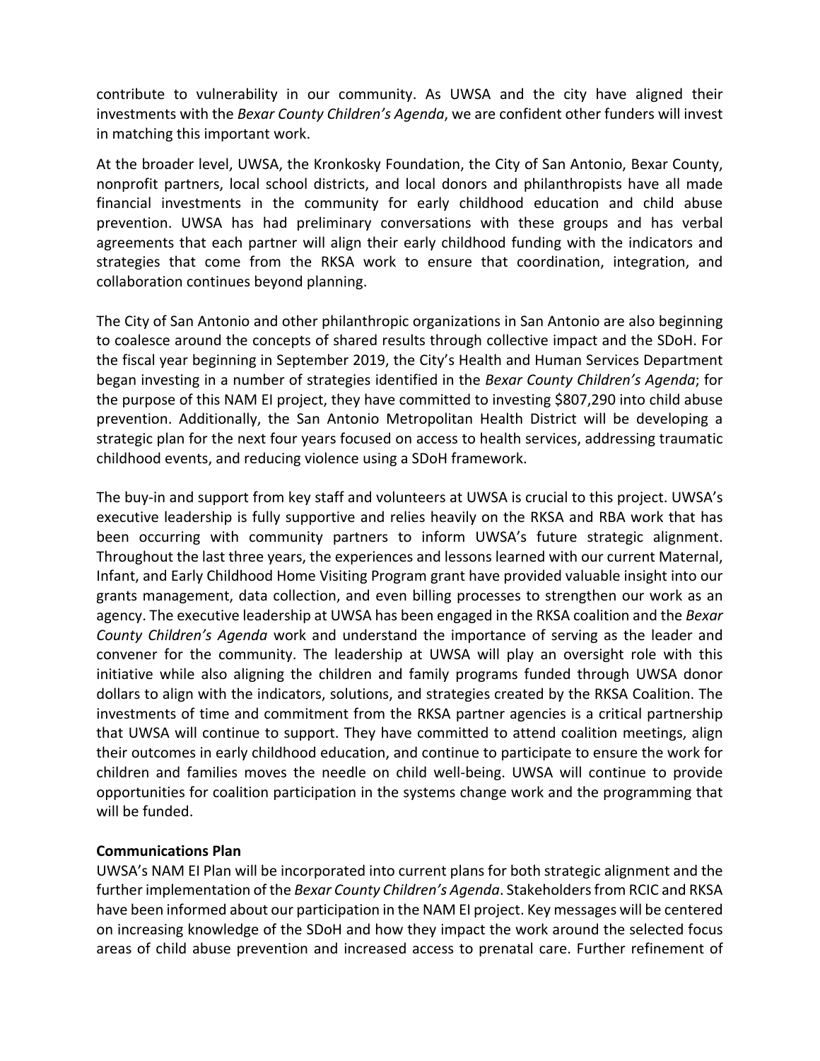contribute to vulnerability in our community. As UWSA and the city have aligned their investments with the *Bexar County Children's Agenda*, we are confident other funders will invest in matching this important work.

At the broader level, UWSA, the Kronkosky Foundation, the City of San Antonio, Bexar County, nonprofit partners, local school districts, and local donors and philanthropists have all made financial investments in the community for early childhood education and child abuse prevention. UWSA has had preliminary conversations with these groups and has verbal agreements that each partner will align their early childhood funding with the indicators and strategies that come from the RKSA work to ensure that coordination, integration, and collaboration continues beyond planning.

The City of San Antonio and other philanthropic organizations in San Antonio are also beginning to coalesce around the concepts of shared results through collective impact and the SDoH. For the fiscal year beginning in September 2019, the City's Health and Human Services Department began investing in a number of strategies identified in the *Bexar County Children's Agenda*; for the purpose of this NAM EI project, they have committed to investing $807,290 into child abuse prevention. Additionally, the San Antonio Metropolitan Health District will be developing a strategic plan for the next four years focused on access to health services, addressing traumatic childhood events, and reducing violence using a SDoH framework.

The buy-in and support from key staff and volunteers at UWSA is crucial to this project. UWSA's executive leadership is fully supportive and relies heavily on the RKSA and RBA work that has been occurring with community partners to inform UWSA's future strategic alignment. Throughout the last three years, the experiences and lessons learned with our current Maternal, Infant, and Early Childhood Home Visiting Program grant have provided valuable insight into our grants management, data collection, and even billing processes to strengthen our work as an agency. The executive leadership at UWSA has been engaged in the RKSA coalition and the *Bexar County Children's Agenda* work and understand the importance of serving as the leader and convener for the community. The leadership at UWSA will play an oversight role with this initiative while also aligning the children and family programs funded through UWSA donor dollars to align with the indicators, solutions, and strategies created by the RKSA Coalition. The investments of time and commitment from the RKSA partner agencies is a critical partnership that UWSA will continue to support. They have committed to attend coalition meetings, align their outcomes in early childhood education, and continue to participate to ensure the work for children and families moves the needle on child well-being. UWSA will continue to provide opportunities for coalition participation in the systems change work and the programming that will be funded.

**Communications Plan**

UWSA's NAM EI Plan will be incorporated into current plans for both strategic alignment and the further implementation of the *Bexar County Children's Agenda*. Stakeholders from RCIC and RKSA have been informed about our participation in the NAM EI project. Key messages will be centered on increasing knowledge of the SDoH and how they impact the work around the selected focus areas of child abuse prevention and increased access to prenatal care. Further refinement of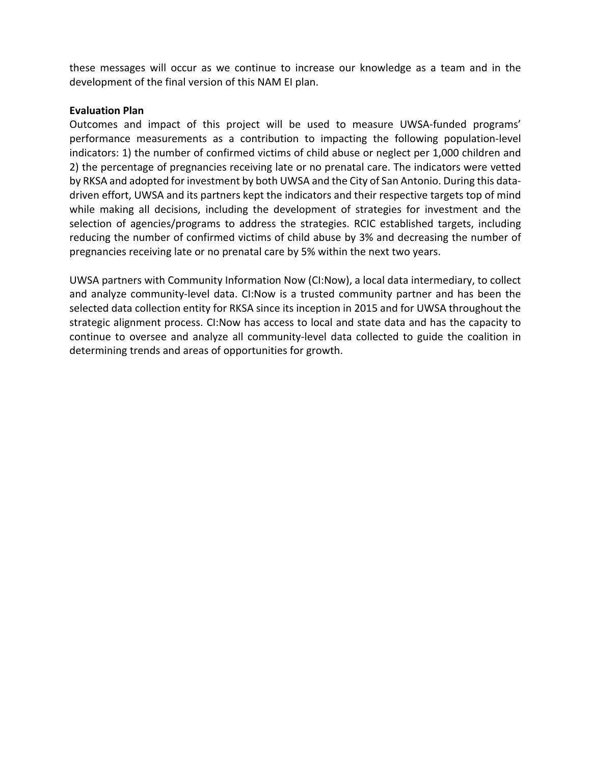these messages will occur as we continue to increase our knowledge as a team and in the development of the final version of this NAM EI plan.

**Evaluation Plan**

Outcomes and impact of this project will be used to measure UWSA-funded programs' performance measurements as a contribution to impacting the following population-level indicators: 1) the number of confirmed victims of child abuse or neglect per 1,000 children and 2) the percentage of pregnancies receiving late or no prenatal care. The indicators were vetted by RKSA and adopted for investment by both UWSA and the City of San Antonio. During this data-driven effort, UWSA and its partners kept the indicators and their respective targets top of mind while making all decisions, including the development of strategies for investment and the selection of agencies/programs to address the strategies. RCIC established targets, including reducing the number of confirmed victims of child abuse by 3% and decreasing the number of pregnancies receiving late or no prenatal care by 5% within the next two years.

UWSA partners with Community Information Now (CI:Now), a local data intermediary, to collect and analyze community-level data. CI:Now is a trusted community partner and has been the selected data collection entity for RKSA since its inception in 2015 and for UWSA throughout the strategic alignment process. CI:Now has access to local and state data and has the capacity to continue to oversee and analyze all community-level data collected to guide the coalition in determining trends and areas of opportunities for growth.